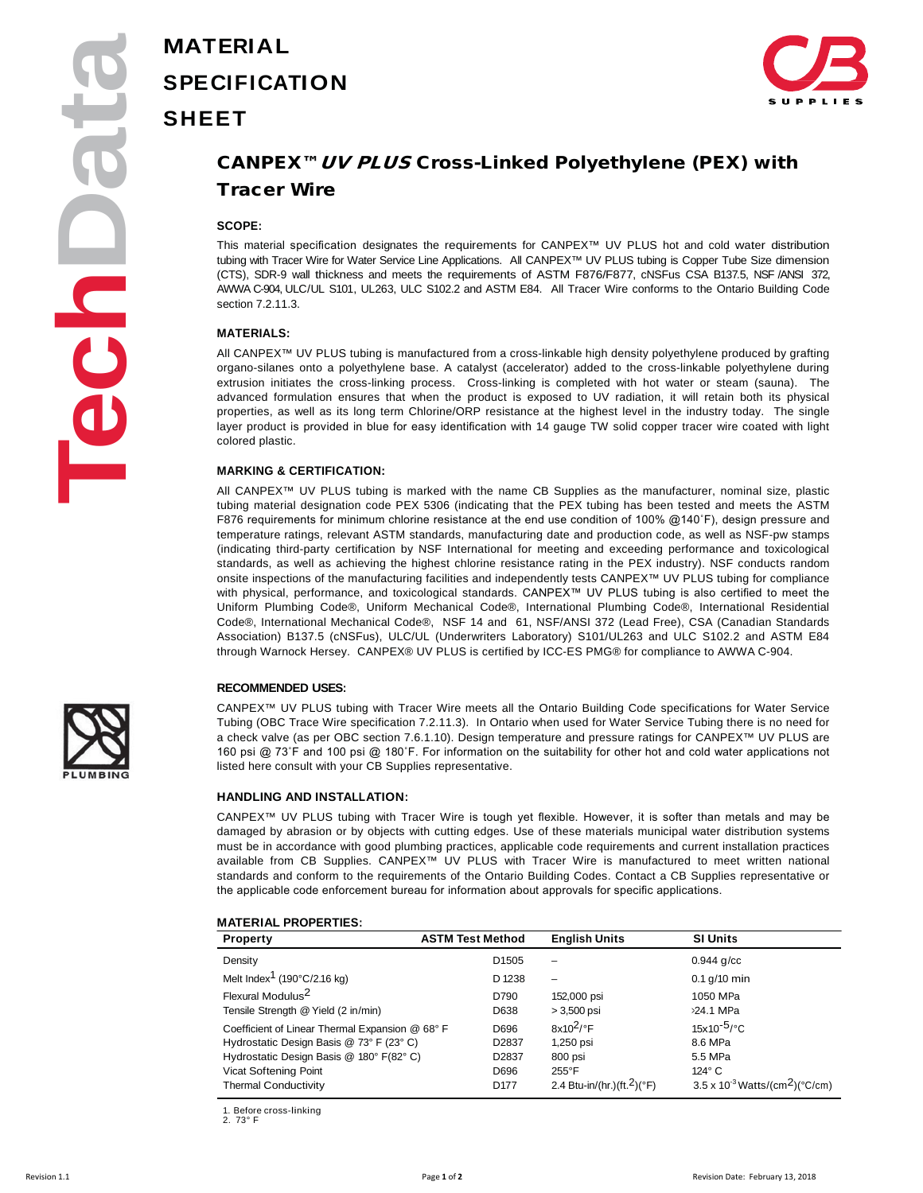# MATERIAL SPECIFICATION SHEET

## CANPEX™ *UV PLUS* Cross-Linked Polyethylene (PEX) with Tracer Wire

### SCOPE:

This material specification designates the requirements for CANPEX™ UV PLUS hot and cold water distribution tubing with Tracer Wire for Water Service Line Applications. All CANPEX™ UV PLUS tubing is Copper Tube Size dimension (CTS), SDR-9 wall thickness and meets the requirements of ASTM F876/F877, cNSFus CSA B137.5, NSF /ANSI 372, AWWA C-904, ULC/UL S101, UL263, ULC S102.2 and ASTM E84. All Tracer Wire conforms to the Ontario Building Code section 7.2.11.3.

### MATERIALS:

All CANPEX™ UV PLUS tubing is manufactured from a cross-linkable high density polyethylene produced by grafting organo-silanes onto a polyethylene base. A catalyst (accelerator) added to the cross-linkable polyethylene during extrusion initiates the cross-linking process. Cross-linking is completed with hot water or steam (sauna). The advanced formulation ensures that when the product is exposed to UV radiation, it will retain both its physical properties, as well as its long term Chlorine/ORP resistance at the highest level in the industry today. The single layer product is provided in blue for easy identification with 14 gauge TW solid copper tracer wire coated with light colored plastic.

### MARKING & CERTIFICATION:

All CANPEX™ UV PLUS tubing is marked with the name CB Supplies as the manufacturer, nominal size, plastic tubing material designation code PEX 5306 (indicating that the PEX tubing has been tested and meets the ASTM F876 requirements for minimum chlorine resistance at the end use condition of 100% @140˚F), design pressure and temperature ratings, relevant ASTM standards, manufacturing date and production code, as well as NSF-pw stamps (indicating third-party certification by NSF International for meeting and exceeding performance and toxicological standards, as well as achieving the highest chlorine resistance rating in the PEX industry). NSF conducts random onsite inspections of the manufacturing facilities and independently tests CANPEX™ UV PLUS tubing for compliance with physical, performance, and toxicological standards. CANPEX™ UV PLUS tubing is also certified to meet the Uniform Plumbing Code®, Uniform Mechanical Code®, International Plumbing Code®, International Residential Code®, International Mechanical Code®, NSF 14 and 61, NSF/ANSI 372 (Lead Free), CSA (Canadian Standards Association) B137.5 (cNSFus), ULC/UL (Underwriters Laboratory) S101/UL263 and ULC S102.2 and ASTM E84 through Warnock Hersey. CANPEX® UV PLUS is certified by ICC-ES PMG® for compliance to AWWA C-904.

### RECOMMENDED USES:

CANPEX™ UV PLUS tubing with Tracer Wire meets all the Ontario Building Code specifications for Water Service Tubing (OBC Trace Wire specification 7.2.11.3). In Ontario when used for Water Service Tubing there is no need for a check valve (as per OBC section 7.6.1.10). Design temperature and pressure ratings for CANPEX™ UV PLUS are 160 psi @ 73˚F and 100 psi @ 180˚F. For information on the suitability for other hot and cold water applications not listed here consult with your CB Supplies representative.

### HANDLING AND INSTALLATION:

CANPEX™ UV PLUS tubing with Tracer Wire is tough yet flexible. However, it is softer than metals and may be damaged by abrasion or by objects with cutting edges. Use of these materials municipal water distribution systems must be in accordance with good plumbing practices, applicable code requirements and current installation practices available from CB Supplies. CANPEX™ UV PLUS with Tracer Wire is manufactured to meet written national standards and conform to the requirements of the Ontario Building Codes. Contact a CB Supplies representative or the applicable code enforcement bureau for information about approvals for specific applications.

### MATERIAL PROPERTIES:

| Property | ASTM Test Method | English Units | SI Units |
|---|---|---|---|
| Density | D1505 | – | 0.944 g/cc |
| Melt Index[1] (190°C/2.16 kg) | D 1238 | – | 0.1 g/10 min |
| Flexural Modulus[2] | D790 | 152,000 psi | 1050 MPa |
| Tensile Strength @ Yield (2 in/min) | D638 | > 3,500 psi | >24.1 MPa |
| Coefficient of Linear Thermal Expansion @ 68° F | D696 | $8x10^{2}$/°F | $15x10^{-5}$/°C |
| Hydrostatic Design Basis @ 73° F (23° C) | D2837 | 1,250 psi | 8.6 MPa |
| Hydrostatic Design Basis @ 180° F(82° C) | D2837 | 800 psi | 5.5 MPa |
| Vicat Softening Point | D696 | 255°F | 124° C |
| Thermal Conductivity | D177 | 2.4 Btu-in/(hr.)(ft.$^{2}$)(°F) | 3.5 x $10^{-3}$ Watts/(cm$^{2}$)(°C/cm) |

1. Before cross-linking
2. 73° F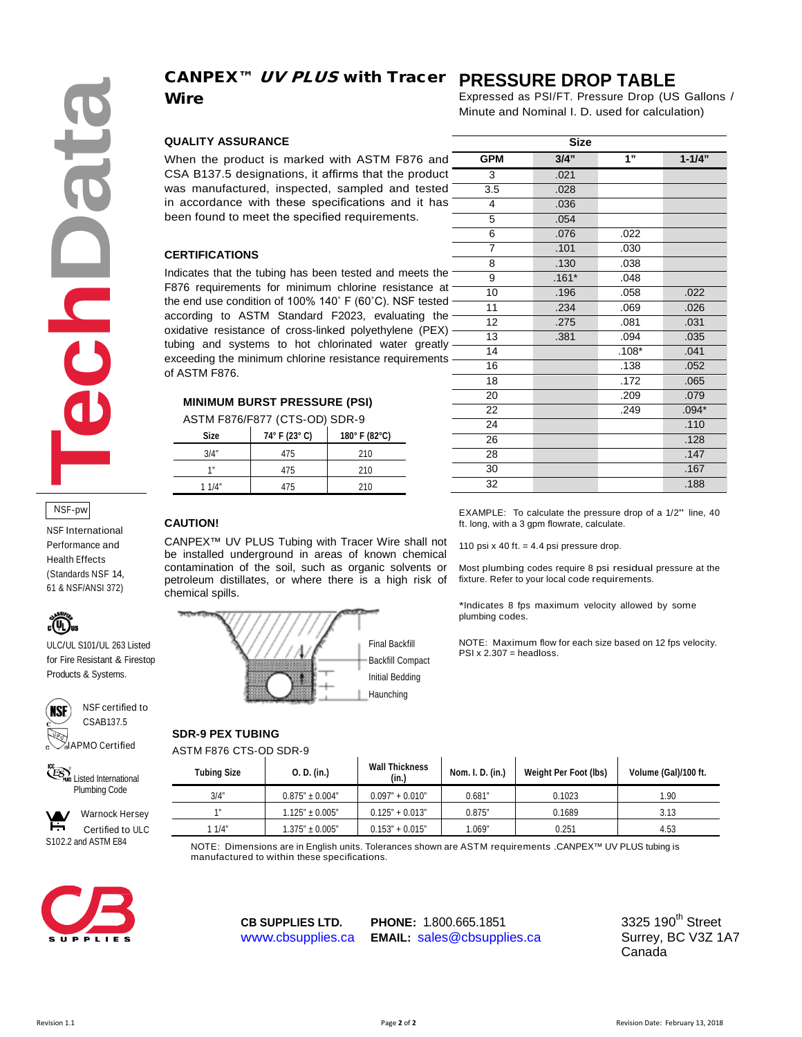# CANPEX™ *UV PLUS* with Tracer Wire

### QUALITY ASSURANCE

When the product is marked with ASTM F876 and CSA B137.5 designations, it affirms that the product was manufactured, inspected, sampled and tested in accordance with these specifications and it has been found to meet the specified requirements.

### CERTIFICATIONS

Indicates that the tubing has been tested and meets the F876 requirements for minimum chlorine resistance at the end use condition of 100% 140˚ F (60˚C). NSF tested according to ASTM Standard F2023, evaluating the oxidative resistance of cross-linked polyethylene (PEX) tubing and systems to hot chlorinated water greatly exceeding the minimum chlorine resistance requirements of ASTM F876.

### MINIMUM BURST PRESSURE (PSI)

ASTM F876/F877 (CTS-OD) SDR-9

| Size | 74° F (23° C) | 180° F (82°C) |
|---|---|---|
| 3/4" | 475 | 210 |
| 1" | 475 | 210 |
| 1 1/4" | 475 | 210 |

## PRESSURE DROP TABLE

Expressed as PSI/FT. Pressure Drop (US Gallons / Minute and Nominal I. D. used for calculation)

| | Size | | |
|---|---|---|---|
| **GPM** | **3/4"** | **1"** | **1-1/4"** |
| 3 | .021 | | |
| 3.5 | .028 | | |
| 4 | .036 | | |
| 5 | .054 | | |
| 6 | .076 | .022 | |
| 7 | .101 | .030 | |
| 8 | .130 | .038 | |
| 9 | .161* | .048 | |
| 10 | .196 | .058 | .022 |
| 11 | .234 | .069 | .026 |
| 12 | .275 | .081 | .031 |
| 13 | .381 | .094 | .035 |
| 14 | | .108* | .041 |
| 16 | | .138 | .052 |
| 18 | | .172 | .065 |
| 20 | | .209 | .079 |
| 22 | | .249 | .094* |
| 24 | | | .110 |
| 26 | | | .128 |
| 28 | | | .147 |
| 30 | | | .167 |
| 32 | | | .188 |

EXAMPLE: To calculate the pressure drop of a 1/2" line, 40 ft. long, with a 3 gpm flowrate, calculate.

110 psi x 40 ft. = 4.4 psi pressure drop.

Most plumbing codes require 8 psi residual pressure at the fixture. Refer to your local code requirements.

*Indicates 8 fps maximum velocity allowed by some plumbing codes.

NOTE: Maximum flow for each size based on 12 fps velocity. PSI x 2.307 = headloss.

### CAUTION!

CANPEX™ UV PLUS Tubing with Tracer Wire shall not be installed underground in areas of known chemical contamination of the soil, such as organic solvents or petroleum distillates, or where there is a high risk of chemical spills.

Final Backfill
Backfill Compact
Initial Bedding
Haunching

NSF-pw

NSF International Performance and Health Effects (Standards NSF 14, 61 & NSF/ANSI 372)

ULC/UL S101/UL 263 Listed for Fire Resistant & Firestop Products & Systems.

NSF certified to CSAB137.5

IAPMO Certified

Listed International Plumbing Code

Warnock Hersey Certified to ULC S102.2 and ASTM E84

### SDR-9 PEX TUBING

ASTM F876 CTS-OD SDR-9

| Tubing Size | O. D. (in.) | Wall Thickness (in.) | Nom. I. D. (in.) | Weight Per Foot (lbs) | Volume (Gal)/100 ft. |
|---|---|---|---|---|---|
| 3/4" | 0.875" ± 0.004" | 0.097" + 0.010" | 0.681" | 0.1023 | 1.90 |
| 1" | 1.125" ± 0.005" | 0.125" + 0.013" | 0.875" | 0.1689 | 3.13 |
| 1 1/4" | 1.375" ± 0.005" | 0.153" + 0.015" | 1.069" | 0.251 | 4.53 |

NOTE: Dimensions are in English units. Tolerances shown are ASTM requirements .CANPEX™ UV PLUS tubing is manufactured to within these specifications.

**CB SUPPLIES LTD.**
www.cbsupplies.ca

**PHONE:** 1.800.665.1851
**EMAIL:** sales@cbsupplies.ca

3325 190th Street
Surrey, BC V3Z 1A7
Canada

Revision 1.1

Revision Date: February 13, 2018